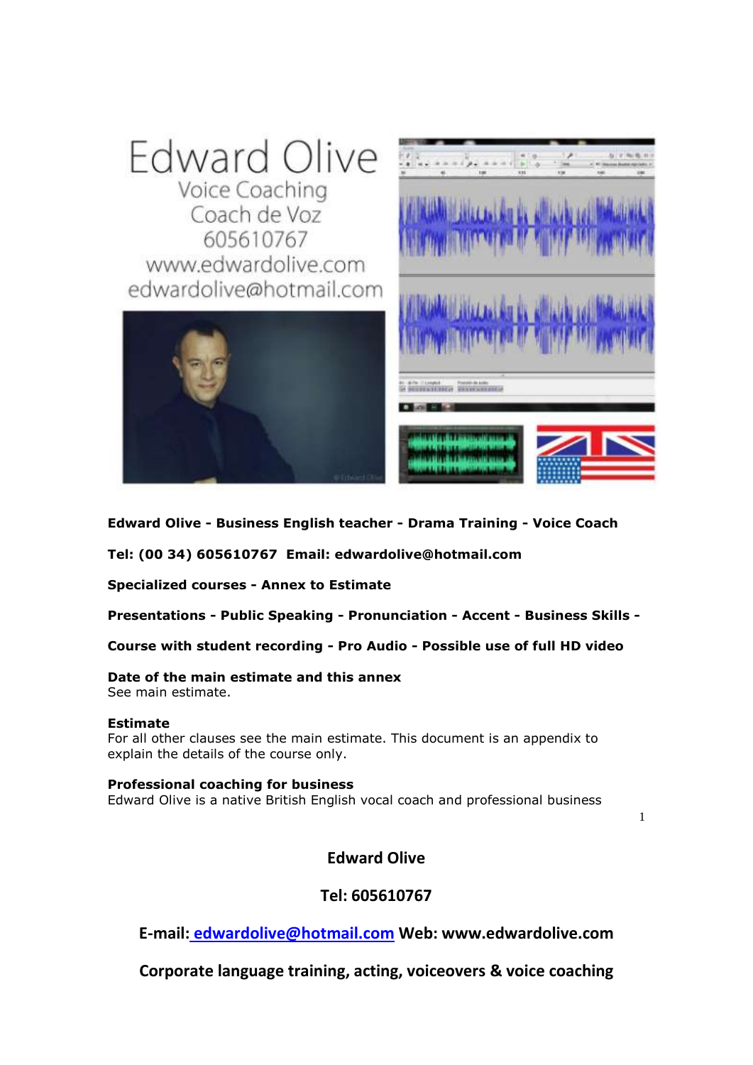Edward Olive
Voice Coaching
Coach de Voz
605610767
www.edwardolive.com
edwardolive@hotmail.com

**Edward Olive - Business English teacher - Drama Training - Voice Coach**

**Tel: (00 34) 605610767 Email: edwardolive@hotmail.com**

**Specialized courses - Annex to Estimate**

**Presentations - Public Speaking - Pronunciation - Accent - Business Skills -**

**Course with student recording - Pro Audio - Possible use of full HD video**

**Date of the main estimate and this annex**
See main estimate.

**Estimate**
For all other clauses see the main estimate. This document is an appendix to explain the details of the course only.

**Professional coaching for business**
Edward Olive is a native British English vocal coach and professional business

**Edward Olive**

**Tel: 605610767**

**E-mail: edwardolive@hotmail.com Web: www.edwardolive.com**

**Corporate language training, acting, voiceovers & voice coaching**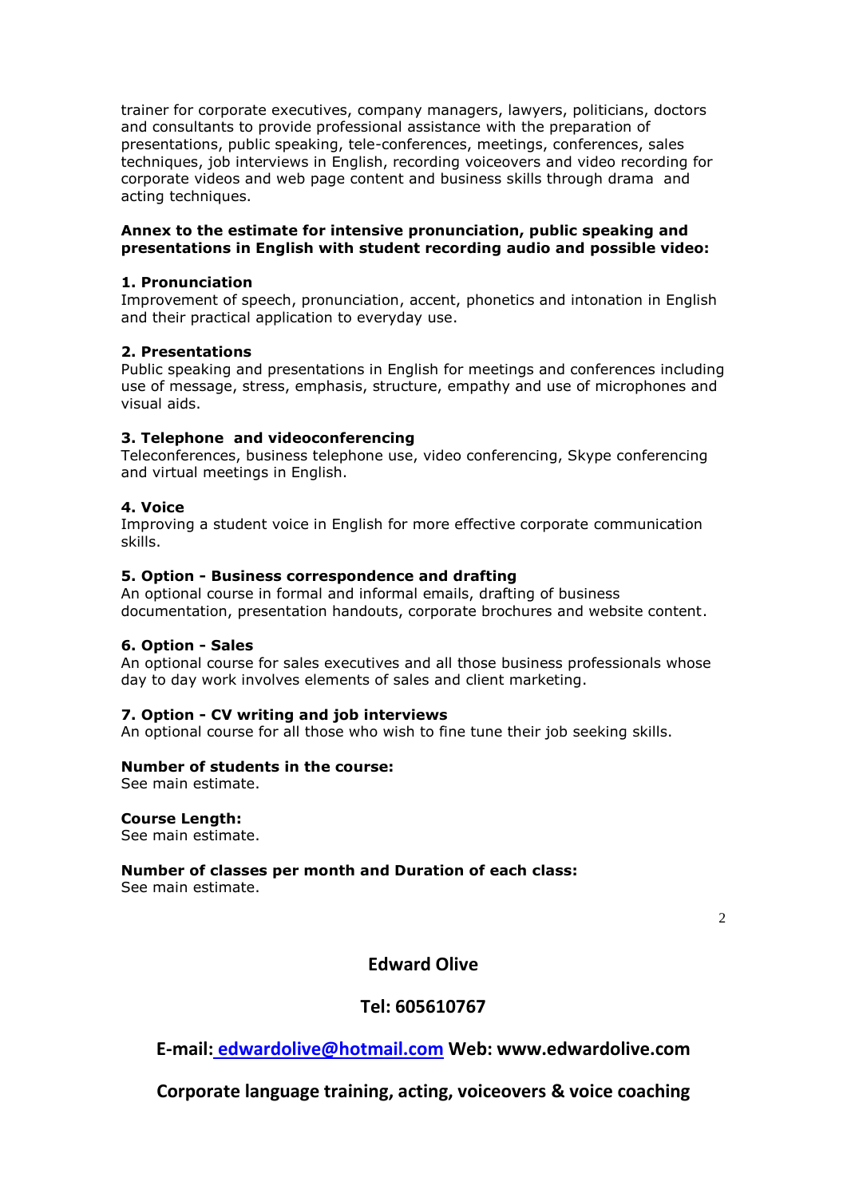trainer for corporate executives, company managers, lawyers, politicians, doctors and consultants to provide professional assistance with the preparation of presentations, public speaking, tele-conferences, meetings, conferences, sales techniques, job interviews in English, recording voiceovers and video recording for corporate videos and web page content and business skills through drama and acting techniques.

**Annex to the estimate for intensive pronunciation, public speaking and presentations in English with student recording audio and possible video:**

**1. Pronunciation**
Improvement of speech, pronunciation, accent, phonetics and intonation in English and their practical application to everyday use.

**2. Presentations**
Public speaking and presentations in English for meetings and conferences including use of message, stress, emphasis, structure, empathy and use of microphones and visual aids.

**3. Telephone and videoconferencing**
Teleconferences, business telephone use, video conferencing, Skype conferencing and virtual meetings in English.

**4. Voice**
Improving a student voice in English for more effective corporate communication skills.

**5. Option - Business correspondence and drafting**
An optional course in formal and informal emails, drafting of business documentation, presentation handouts, corporate brochures and website content.

**6. Option - Sales**
An optional course for sales executives and all those business professionals whose day to day work involves elements of sales and client marketing.

**7. Option - CV writing and job interviews**
An optional course for all those who wish to fine tune their job seeking skills.

**Number of students in the course:**
See main estimate.

**Course Length:**
See main estimate.

**Number of classes per month and Duration of each class:**
See main estimate.

**Edward Olive**

**Tel: 605610767**

**E-mail: [edwardolive@hotmail.com](mailto:edwardolive@hotmail.com) Web: www.edwardolive.com**

**Corporate language training, acting, voiceovers & voice coaching**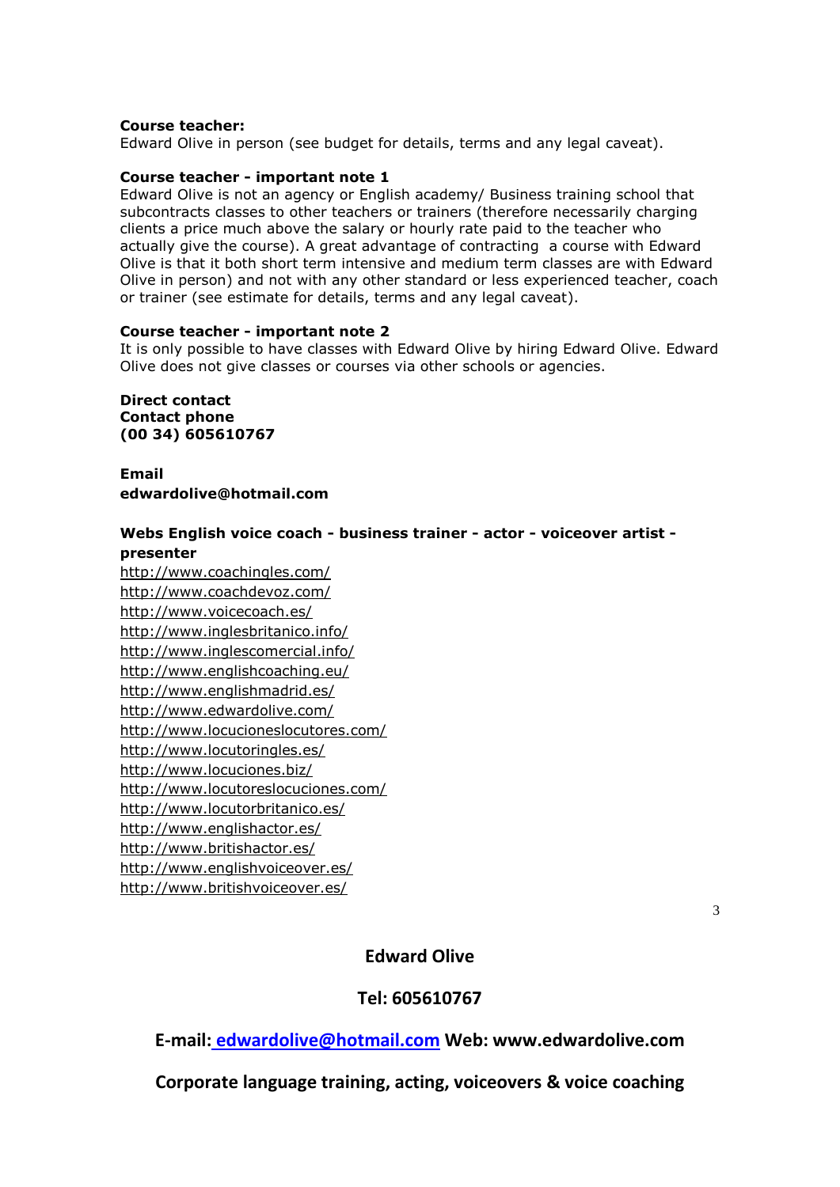**Course teacher:**
Edward Olive in person (see budget for details, terms and any legal caveat).

**Course teacher - important note 1**
Edward Olive is not an agency or English academy/ Business training school that subcontracts classes to other teachers or trainers (therefore necessarily charging clients a price much above the salary or hourly rate paid to the teacher who actually give the course). A great advantage of contracting a course with Edward Olive is that it both short term intensive and medium term classes are with Edward Olive in person) and not with any other standard or less experienced teacher, coach or trainer (see estimate for details, terms and any legal caveat).

**Course teacher - important note 2**
It is only possible to have classes with Edward Olive by hiring Edward Olive. Edward Olive does not give classes or courses via other schools or agencies.

**Direct contact**
**Contact phone**
**(00 34) 605610767**

**Email**
**edwardolive@hotmail.com**

**Webs English voice coach - business trainer - actor - voiceover artist - presenter**
http://www.coachingles.com/
http://www.coachdevoz.com/
http://www.voicecoach.es/
http://www.inglesbritanico.info/
http://www.inglescomercial.info/
http://www.englishcoaching.eu/
http://www.englishmadrid.es/
http://www.edwardolive.com/
http://www.locucioneslocutores.com/
http://www.locutoringles.es/
http://www.locuciones.biz/
http://www.locutoreslocuciones.com/
http://www.locutorbritanico.es/
http://www.englishactor.es/
http://www.britishactor.es/
http://www.englishvoiceover.es/
http://www.britishvoiceover.es/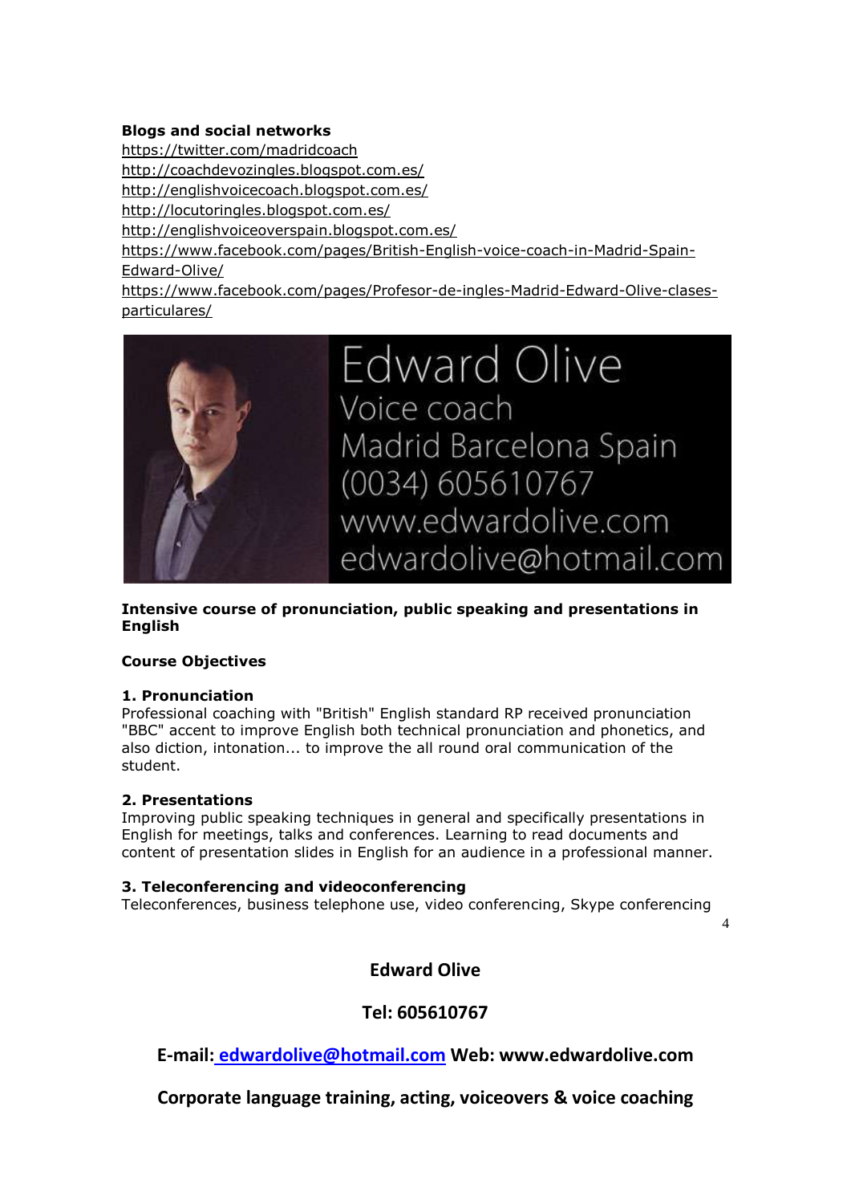**Blogs and social networks**

https://twitter.com/madridcoach
http://coachdevozingles.blogspot.com.es/
http://englishvoicecoach.blogspot.com.es/
http://locutoringles.blogspot.com.es/
http://englishvoiceoverspain.blogspot.com.es/
https://www.facebook.com/pages/British-English-voice-coach-in-Madrid-Spain-Edward-Olive/
https://www.facebook.com/pages/Profesor-de-ingles-Madrid-Edward-Olive-clases-particulares/

Edward Olive
Voice coach
Madrid Barcelona Spain
(0034) 605610767
www.edwardolive.com
edwardolive@hotmail.com

**Intensive course of pronunciation, public speaking and presentations in English**

**Course Objectives**

**1. Pronunciation**

Professional coaching with "British" English standard RP received pronunciation "BBC" accent to improve English both technical pronunciation and phonetics, and also diction, intonation... to improve the all round oral communication of the student.

**2. Presentations**

Improving public speaking techniques in general and specifically presentations in English for meetings, talks and conferences. Learning to read documents and content of presentation slides in English for an audience in a professional manner.

**3. Teleconferencing and videoconferencing**

Teleconferences, business telephone use, video conferencing, Skype conferencing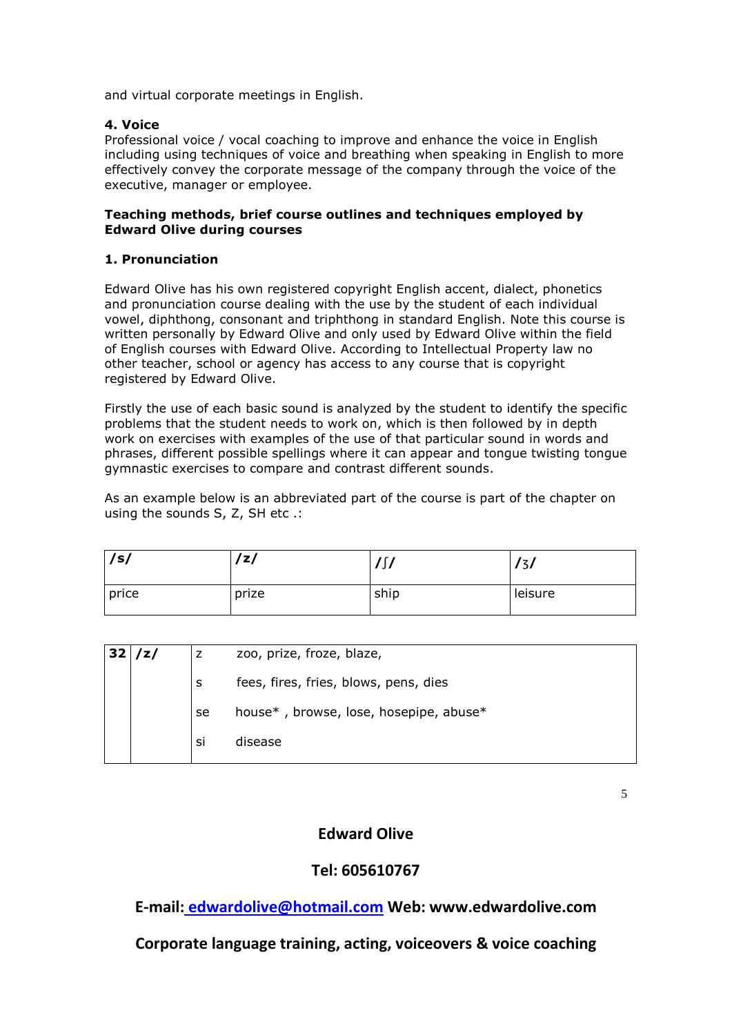and virtual corporate meetings in English.

**4. Voice**

Professional voice / vocal coaching to improve and enhance the voice in English including using techniques of voice and breathing when speaking in English to more effectively convey the corporate message of the company through the voice of the executive, manager or employee.

**Teaching methods, brief course outlines and techniques employed by Edward Olive during courses**

**1. Pronunciation**

Edward Olive has his own registered copyright English accent, dialect, phonetics and pronunciation course dealing with the use by the student of each individual vowel, diphthong, consonant and triphthong in standard English. Note this course is written personally by Edward Olive and only used by Edward Olive within the field of English courses with Edward Olive. According to Intellectual Property law no other teacher, school or agency has access to any course that is copyright registered by Edward Olive.

Firstly the use of each basic sound is analyzed by the student to identify the specific problems that the student needs to work on, which is then followed by in depth work on exercises with examples of the use of that particular sound in words and phrases, different possible spellings where it can appear and tongue twisting tongue gymnastic exercises to compare and contrast different sounds.

As an example below is an abbreviated part of the course is part of the chapter on using the sounds S, Z, SH etc .:

| /s/ | /z/ | /ʃ/ | /ʒ/ |
|---|---|---|---|
| price | prize | ship | leisure |

| 32 | /z/ | z | zoo, prize, froze, blaze, |
|---|---|---|---|
| | | s | fees, fires, fries, blows, pens, dies |
| | | se | house* , browse, lose, hosepipe, abuse* |
| | | si | disease |

**Edward Olive**

**Tel: 605610767**

**E-mail: edwardolive@hotmail.com Web: www.edwardolive.com**

**Corporate language training, acting, voiceovers & voice coaching**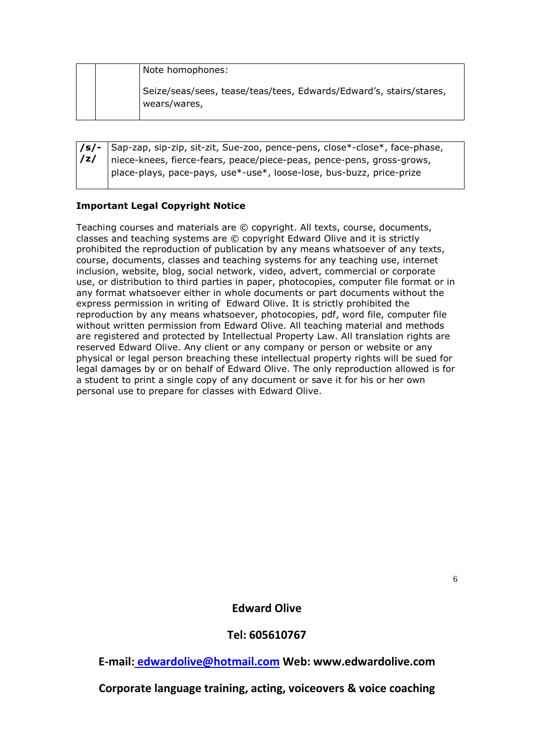| | | Note homophones: Seize/seas/sees, tease/teas/tees, Edwards/Edward's, stairs/stares, wears/wares, |
|---|---|---|

| /s/- /z/ | Sap-zap, sip-zip, sit-zit, Sue-zoo, pence-pens, close*-close*, face-phase, niece-knees, fierce-fears, peace/piece-peas, pence-pens, gross-grows, place-plays, pace-pays, use*-use*, loose-lose, bus-buzz, price-prize |
|---|---|

**Important Legal Copyright Notice**

Teaching courses and materials are © copyright. All texts, course, documents, classes and teaching systems are © copyright Edward Olive and it is strictly prohibited the reproduction of publication by any means whatsoever of any texts, course, documents, classes and teaching systems for any teaching use, internet inclusion, website, blog, social network, video, advert, commercial or corporate use, or distribution to third parties in paper, photocopies, computer file format or in any format whatsoever either in whole documents or part documents without the express permission in writing of Edward Olive. It is strictly prohibited the reproduction by any means whatsoever, photocopies, pdf, word file, computer file without written permission from Edward Olive. All teaching material and methods are registered and protected by Intellectual Property Law. All translation rights are reserved Edward Olive. Any client or any company or person or website or any physical or legal person breaching these intellectual property rights will be sued for legal damages by or on behalf of Edward Olive. The only reproduction allowed is for a student to print a single copy of any document or save it for his or her own personal use to prepare for classes with Edward Olive.

**Edward Olive**

**Tel: 605610767**

**E-mail: edwardolive@hotmail.com Web: www.edwardolive.com**

**Corporate language training, acting, voiceovers & voice coaching**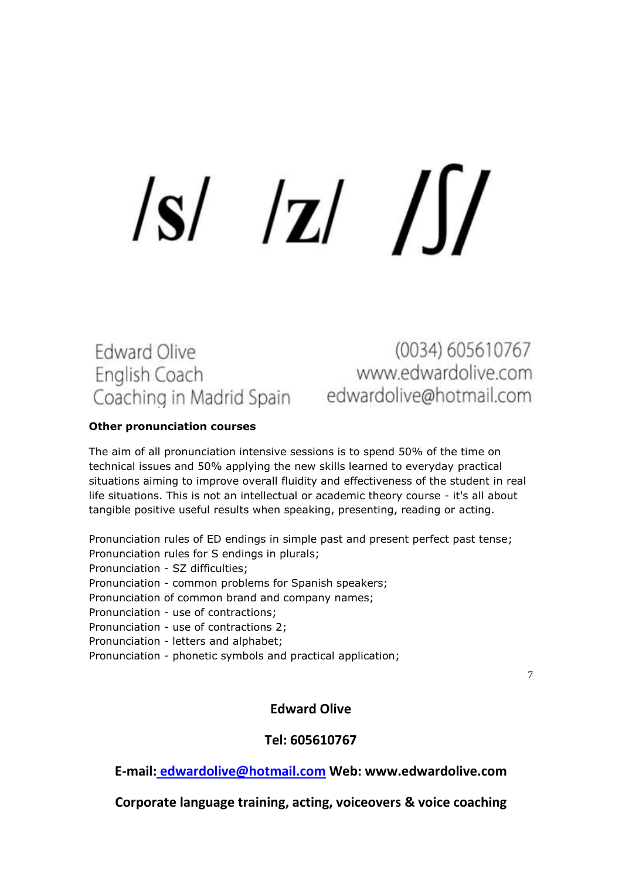# /s/ /z/ /ʃ/

**Other pronunciation courses**

The aim of all pronunciation intensive sessions is to spend 50% of the time on technical issues and 50% applying the new skills learned to everyday practical situations aiming to improve overall fluidity and effectiveness of the student in real life situations. This is not an intellectual or academic theory course - it's all about tangible positive useful results when speaking, presenting, reading or acting.

Pronunciation rules of ED endings in simple past and present perfect past tense;
Pronunciation rules for S endings in plurals;
Pronunciation - SZ difficulties;
Pronunciation - common problems for Spanish speakers;
Pronunciation of common brand and company names;
Pronunciation - use of contractions;
Pronunciation - use of contractions 2;
Pronunciation - letters and alphabet;
Pronunciation - phonetic symbols and practical application;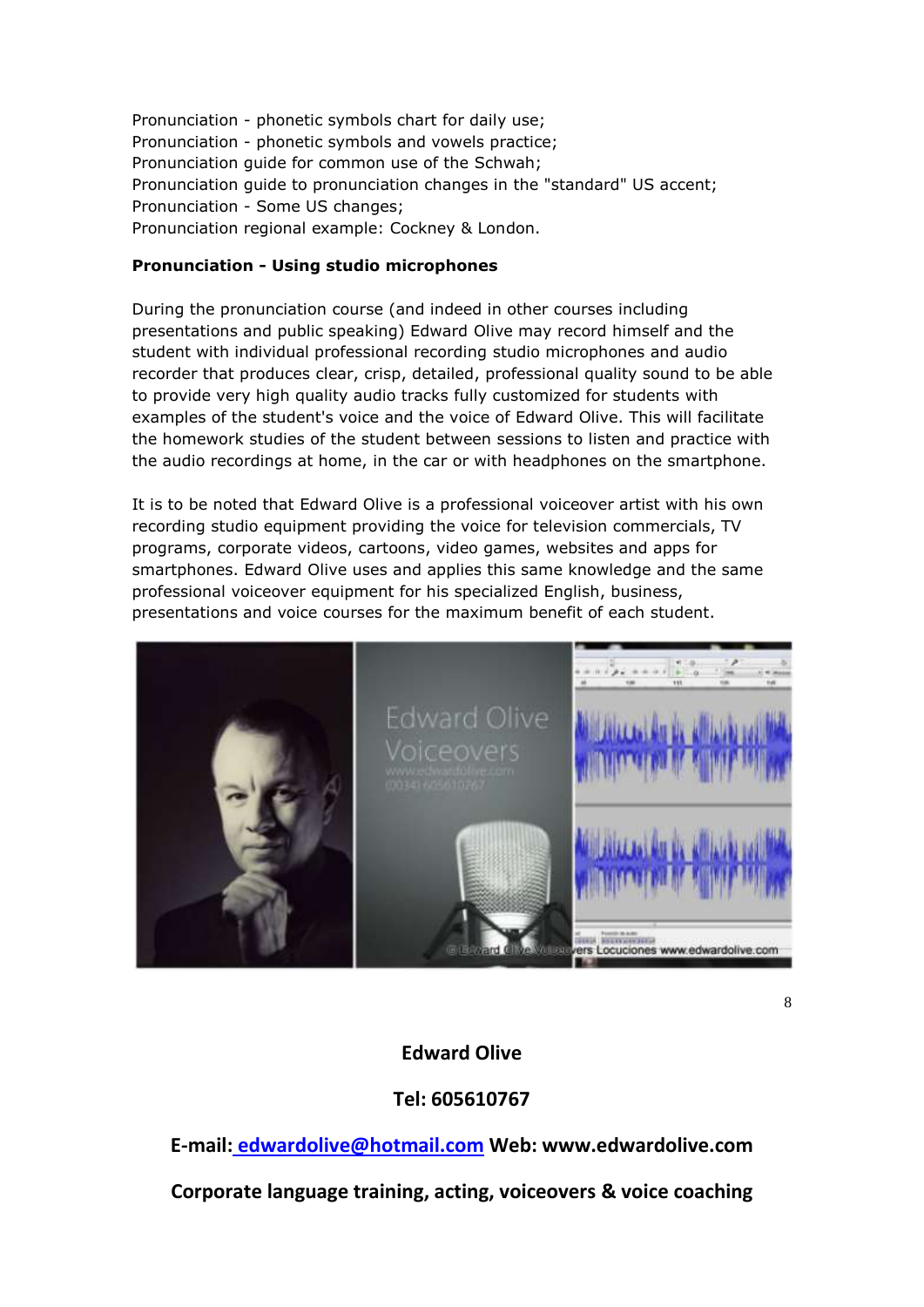Pronunciation - phonetic symbols chart for daily use;
Pronunciation - phonetic symbols and vowels practice;
Pronunciation guide for common use of the Schwah;
Pronunciation guide to pronunciation changes in the "standard" US accent;
Pronunciation - Some US changes;
Pronunciation regional example: Cockney & London.

**Pronunciation - Using studio microphones**

During the pronunciation course (and indeed in other courses including presentations and public speaking) Edward Olive may record himself and the student with individual professional recording studio microphones and audio recorder that produces clear, crisp, detailed, professional quality sound to be able to provide very high quality audio tracks fully customized for students with examples of the student's voice and the voice of Edward Olive. This will facilitate the homework studies of the student between sessions to listen and practice with the audio recordings at home, in the car or with headphones on the smartphone.

It is to be noted that Edward Olive is a professional voiceover artist with his own recording studio equipment providing the voice for television commercials, TV programs, corporate videos, cartoons, video games, websites and apps for smartphones. Edward Olive uses and applies this same knowledge and the same professional voiceover equipment for his specialized English, business, presentations and voice courses for the maximum benefit of each student.

**Edward Olive**

**Tel: 605610767**

**E-mail: edwardolive@hotmail.com Web: www.edwardolive.com**

**Corporate language training, acting, voiceovers & voice coaching**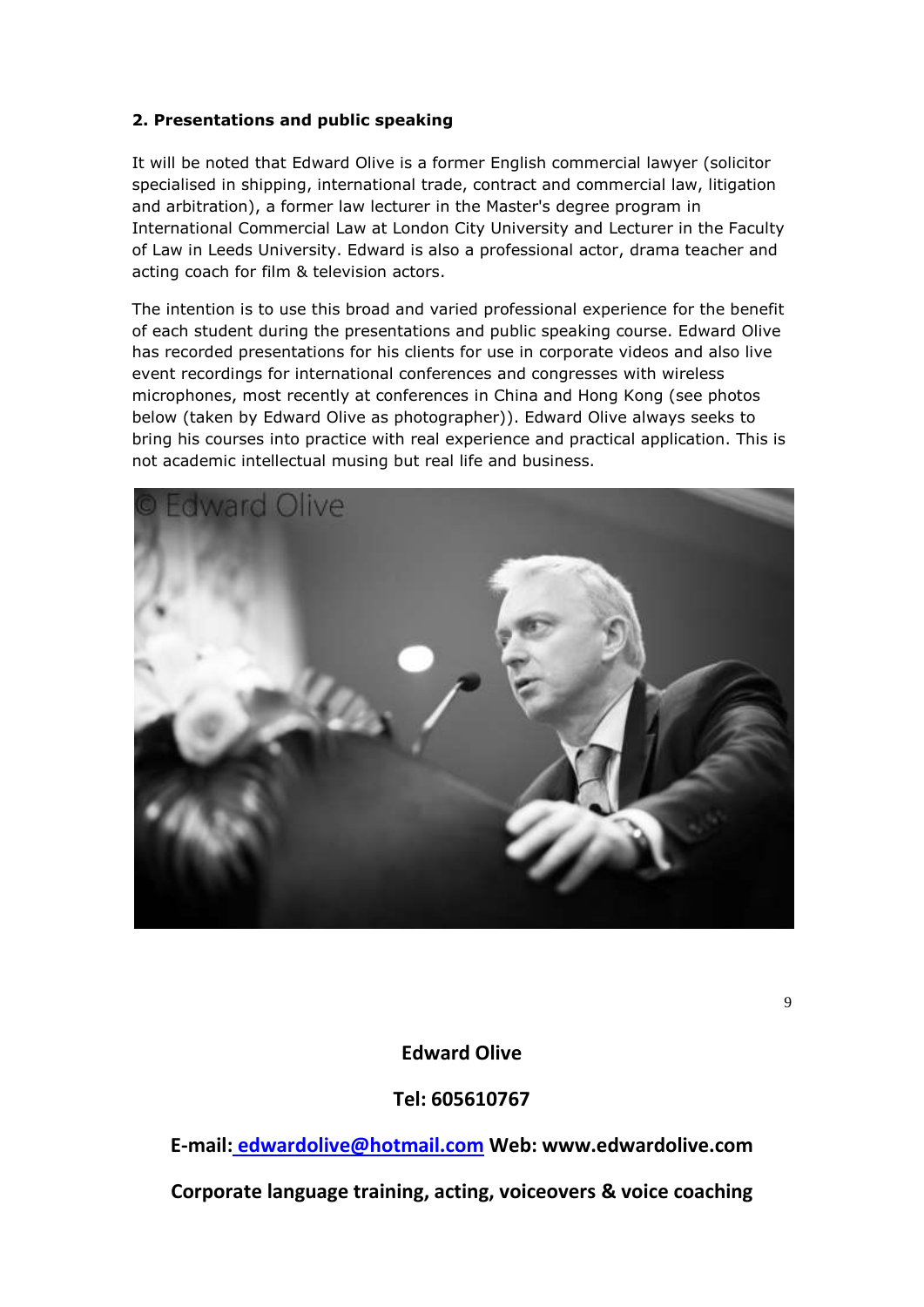**2. Presentations and public speaking**

It will be noted that Edward Olive is a former English commercial lawyer (solicitor specialised in shipping, international trade, contract and commercial law, litigation and arbitration), a former law lecturer in the Master's degree program in International Commercial Law at London City University and Lecturer in the Faculty of Law in Leeds University. Edward is also a professional actor, drama teacher and acting coach for film & television actors.

The intention is to use this broad and varied professional experience for the benefit of each student during the presentations and public speaking course. Edward Olive has recorded presentations for his clients for use in corporate videos and also live event recordings for international conferences and congresses with wireless microphones, most recently at conferences in China and Hong Kong (see photos below (taken by Edward Olive as photographer)). Edward Olive always seeks to bring his courses into practice with real experience and practical application. This is not academic intellectual musing but real life and business.

**Edward Olive**

**Tel: 605610767**

**E-mail: edwardolive@hotmail.com Web: www.edwardolive.com**

**Corporate language training, acting, voiceovers & voice coaching**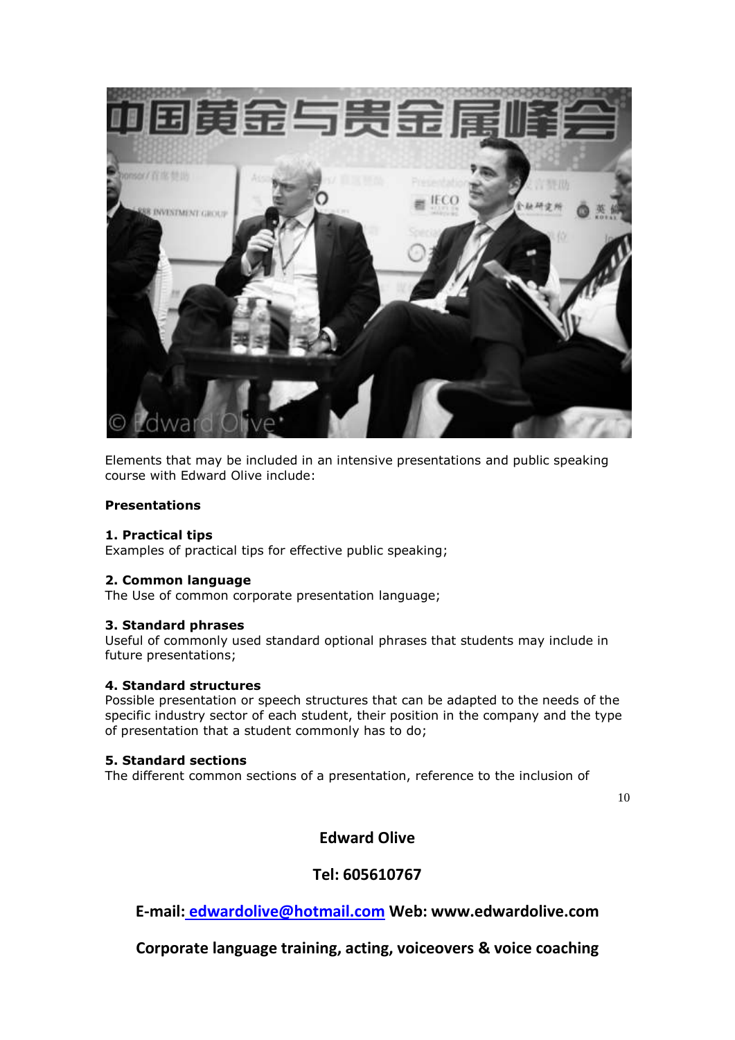Elements that may be included in an intensive presentations and public speaking course with Edward Olive include:

**Presentations**

**1. Practical tips**
Examples of practical tips for effective public speaking;

**2. Common language**
The Use of common corporate presentation language;

**3. Standard phrases**
Useful of commonly used standard optional phrases that students may include in future presentations;

**4. Standard structures**
Possible presentation or speech structures that can be adapted to the needs of the specific industry sector of each student, their position in the company and the type of presentation that a student commonly has to do;

**5. Standard sections**
The different common sections of a presentation, reference to the inclusion of

**Edward Olive**

**Tel: 605610767**

**E-mail: edwardolive@hotmail.com Web: www.edwardolive.com**

**Corporate language training, acting, voiceovers & voice coaching**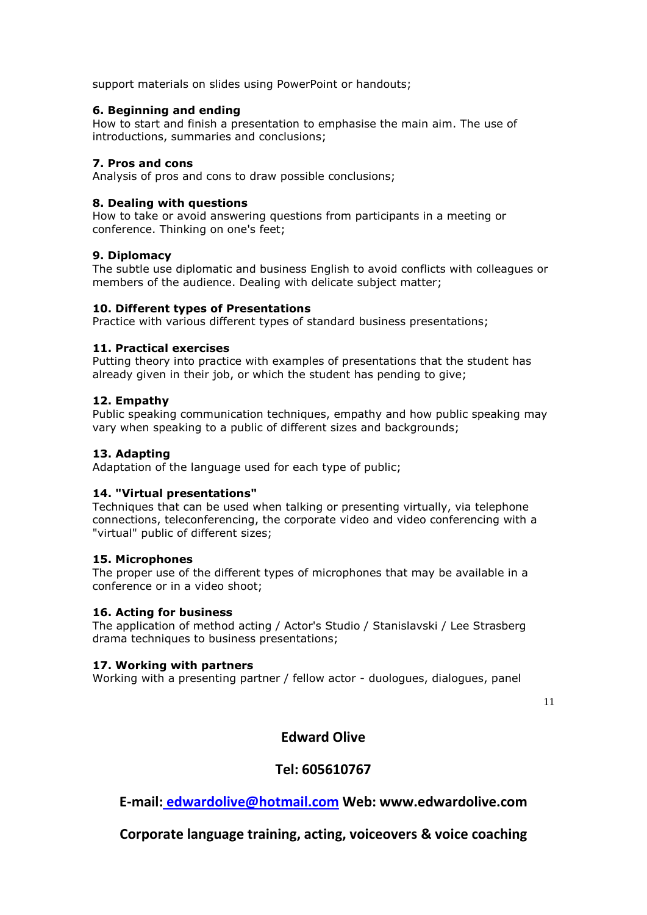support materials on slides using PowerPoint or handouts;

**6. Beginning and ending**
How to start and finish a presentation to emphasise the main aim. The use of introductions, summaries and conclusions;

**7. Pros and cons**
Analysis of pros and cons to draw possible conclusions;

**8. Dealing with questions**
How to take or avoid answering questions from participants in a meeting or conference. Thinking on one's feet;

**9. Diplomacy**
The subtle use diplomatic and business English to avoid conflicts with colleagues or members of the audience. Dealing with delicate subject matter;

**10. Different types of Presentations**
Practice with various different types of standard business presentations;

**11. Practical exercises**
Putting theory into practice with examples of presentations that the student has already given in their job, or which the student has pending to give;

**12. Empathy**
Public speaking communication techniques, empathy and how public speaking may vary when speaking to a public of different sizes and backgrounds;

**13. Adapting**
Adaptation of the language used for each type of public;

**14. "Virtual presentations"**
Techniques that can be used when talking or presenting virtually, via telephone connections, teleconferencing, the corporate video and video conferencing with a "virtual" public of different sizes;

**15. Microphones**
The proper use of the different types of microphones that may be available in a conference or in a video shoot;

**16. Acting for business**
The application of method acting / Actor's Studio / Stanislavski / Lee Strasberg drama techniques to business presentations;

**17. Working with partners**
Working with a presenting partner / fellow actor - duologues, dialogues, panel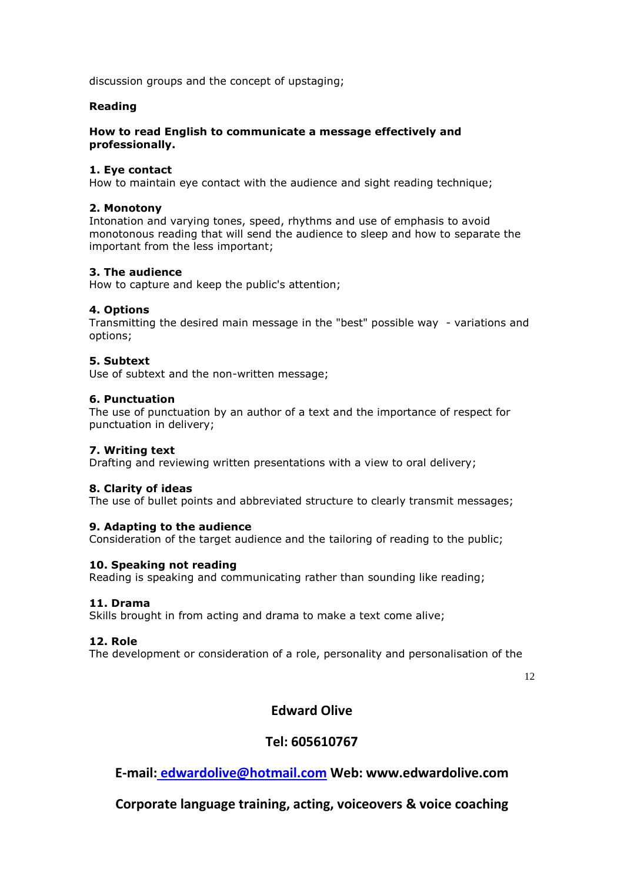discussion groups and the concept of upstaging;

**Reading**

**How to read English to communicate a message effectively and professionally.**

**1. Eye contact**
How to maintain eye contact with the audience and sight reading technique;

**2. Monotony**
Intonation and varying tones, speed, rhythms and use of emphasis to avoid monotonous reading that will send the audience to sleep and how to separate the important from the less important;

**3. The audience**
How to capture and keep the public's attention;

**4. Options**
Transmitting the desired main message in the "best" possible way - variations and options;

**5. Subtext**
Use of subtext and the non-written message;

**6. Punctuation**
The use of punctuation by an author of a text and the importance of respect for punctuation in delivery;

**7. Writing text**
Drafting and reviewing written presentations with a view to oral delivery;

**8. Clarity of ideas**
The use of bullet points and abbreviated structure to clearly transmit messages;

**9. Adapting to the audience**
Consideration of the target audience and the tailoring of reading to the public;

**10. Speaking not reading**
Reading is speaking and communicating rather than sounding like reading;

**11. Drama**
Skills brought in from acting and drama to make a text come alive;

**12. Role**
The development or consideration of a role, personality and personalisation of the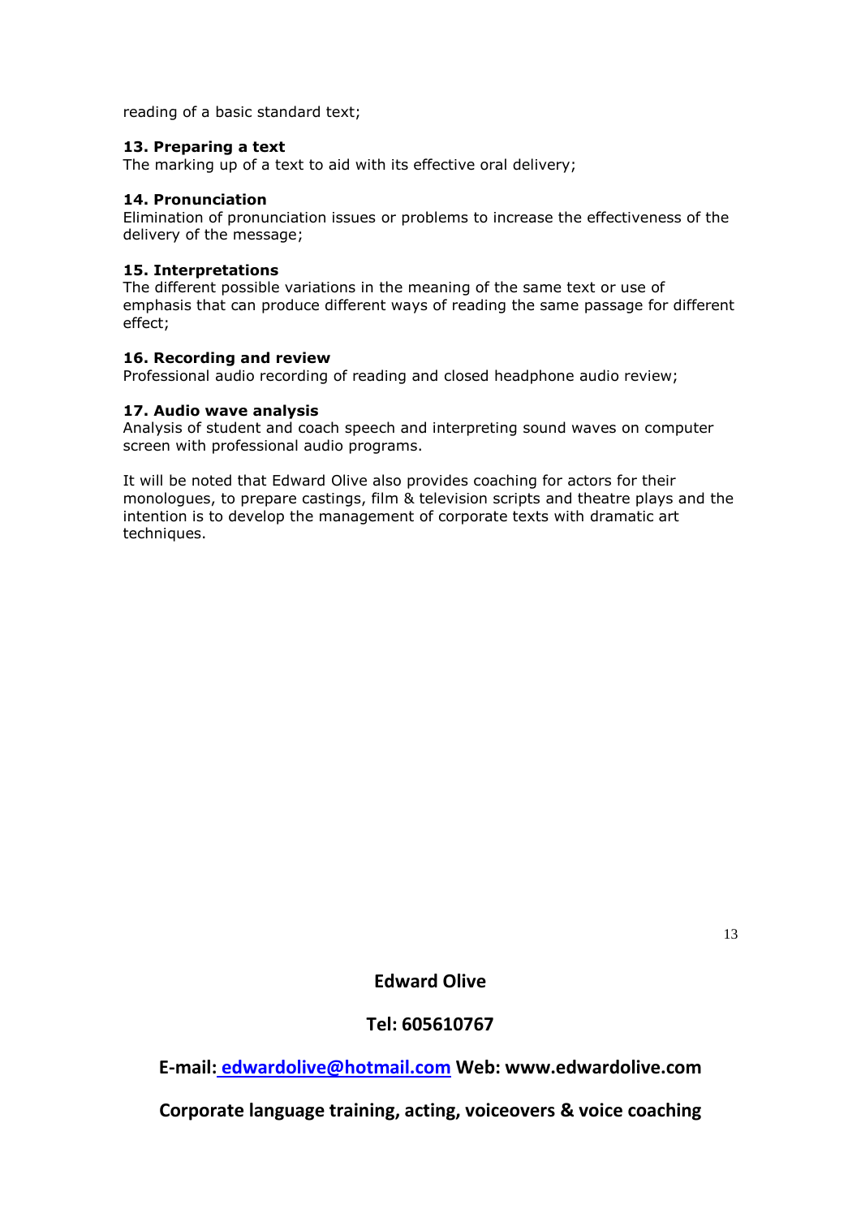reading of a basic standard text;

**13. Preparing a text**
The marking up of a text to aid with its effective oral delivery;

**14. Pronunciation**
Elimination of pronunciation issues or problems to increase the effectiveness of the delivery of the message;

**15. Interpretations**
The different possible variations in the meaning of the same text or use of emphasis that can produce different ways of reading the same passage for different effect;

**16. Recording and review**
Professional audio recording of reading and closed headphone audio review;

**17. Audio wave analysis**
Analysis of student and coach speech and interpreting sound waves on computer screen with professional audio programs.

It will be noted that Edward Olive also provides coaching for actors for their monologues, to prepare castings, film & television scripts and theatre plays and the intention is to develop the management of corporate texts with dramatic art techniques.

**Edward Olive**

**Tel: 605610767**

**E-mail: edwardolive@hotmail.com Web: www.edwardolive.com**

**Corporate language training, acting, voiceovers & voice coaching**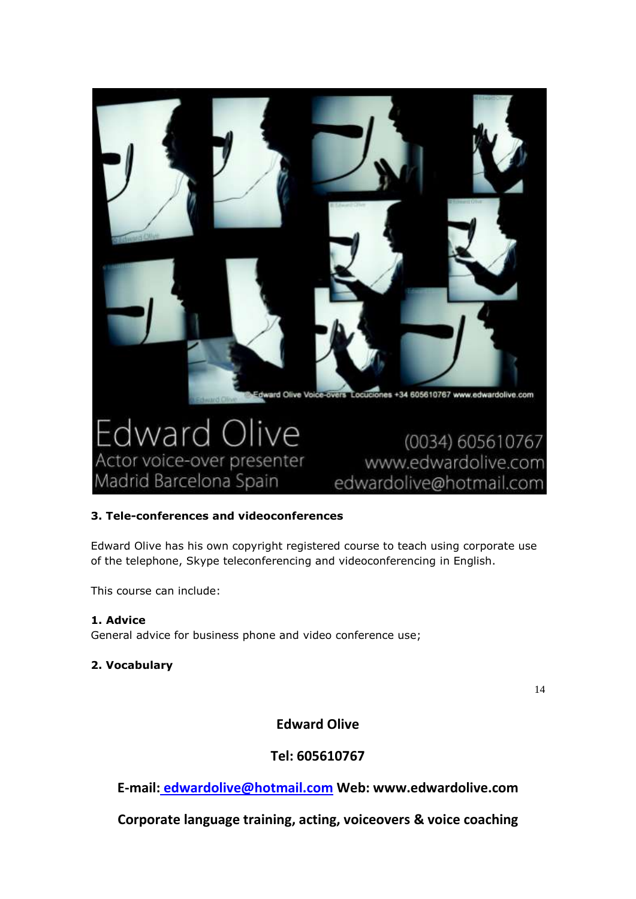**3. Tele-conferences and videoconferences**

Edward Olive has his own copyright registered course to teach using corporate use of the telephone, Skype teleconferencing and videoconferencing in English.

This course can include:

**1. Advice**
General advice for business phone and video conference use;

**2. Vocabulary**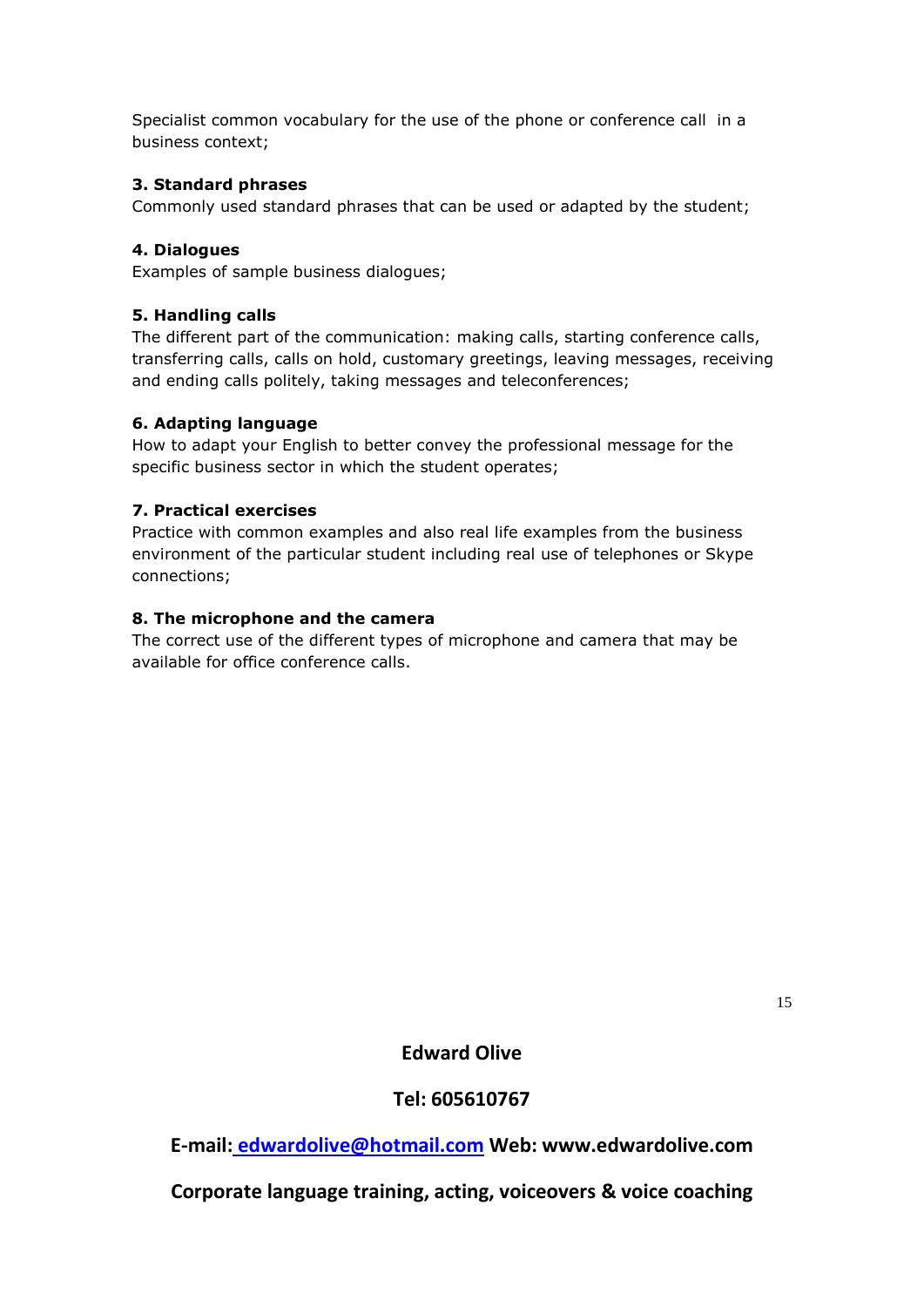Specialist common vocabulary for the use of the phone or conference call in a business context;

**3. Standard phrases**

Commonly used standard phrases that can be used or adapted by the student;

**4. Dialogues**

Examples of sample business dialogues;

**5. Handling calls**

The different part of the communication: making calls, starting conference calls, transferring calls, calls on hold, customary greetings, leaving messages, receiving and ending calls politely, taking messages and teleconferences;

**6. Adapting language**

How to adapt your English to better convey the professional message for the specific business sector in which the student operates;

**7. Practical exercises**

Practice with common examples and also real life examples from the business environment of the particular student including real use of telephones or Skype connections;

**8. The microphone and the camera**

The correct use of the different types of microphone and camera that may be available for office conference calls.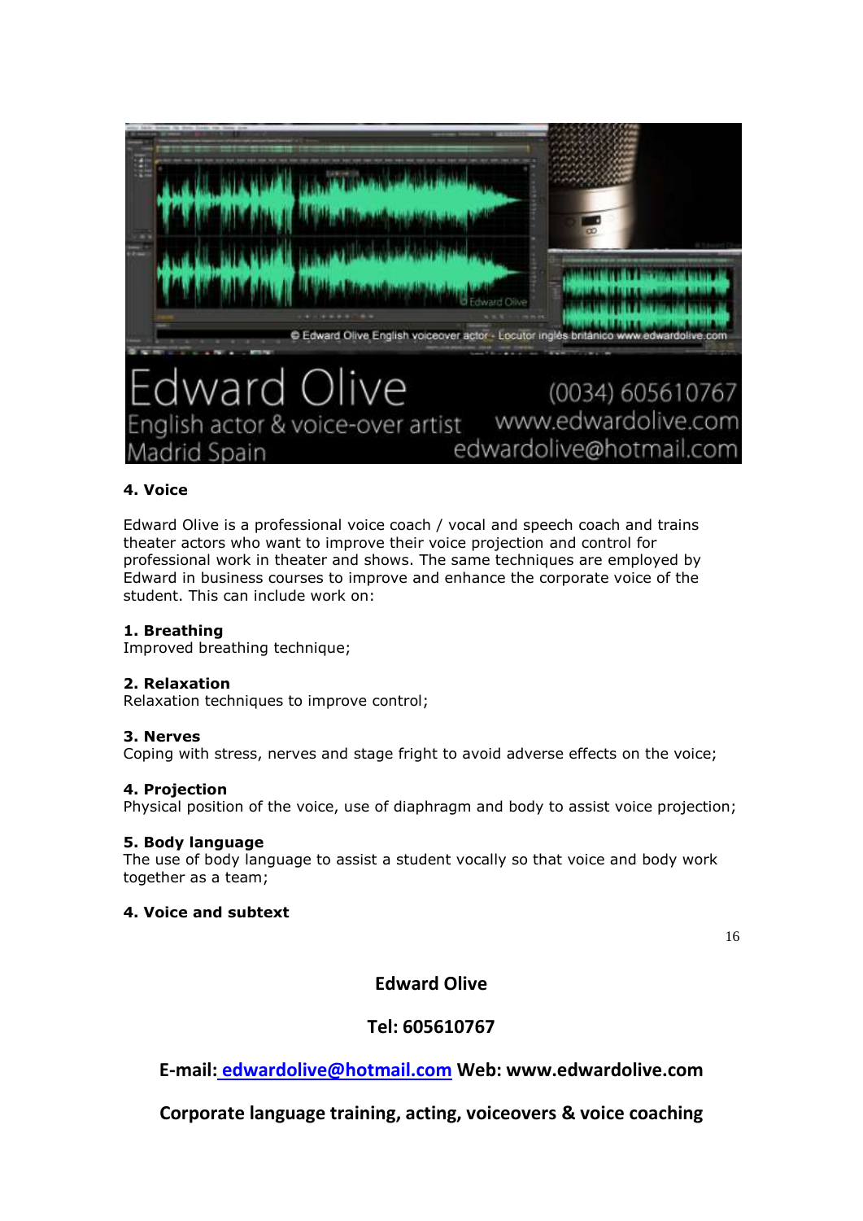Edward Olive

English actor & voice-over artist

Madrid Spain

(0034) 605610767

www.edwardolive.com

edwardolive@hotmail.com

**4. Voice**

Edward Olive is a professional voice coach / vocal and speech coach and trains theater actors who want to improve their voice projection and control for professional work in theater and shows. The same techniques are employed by Edward in business courses to improve and enhance the corporate voice of the student. This can include work on:

**1. Breathing**
Improved breathing technique;

**2. Relaxation**
Relaxation techniques to improve control;

**3. Nerves**
Coping with stress, nerves and stage fright to avoid adverse effects on the voice;

**4. Projection**
Physical position of the voice, use of diaphragm and body to assist voice projection;

**5. Body language**
The use of body language to assist a student vocally so that voice and body work together as a team;

**4. Voice and subtext**

**Edward Olive**

**Tel: 605610767**

**E-mail: edwardolive@hotmail.com Web: www.edwardolive.com**

**Corporate language training, acting, voiceovers & voice coaching**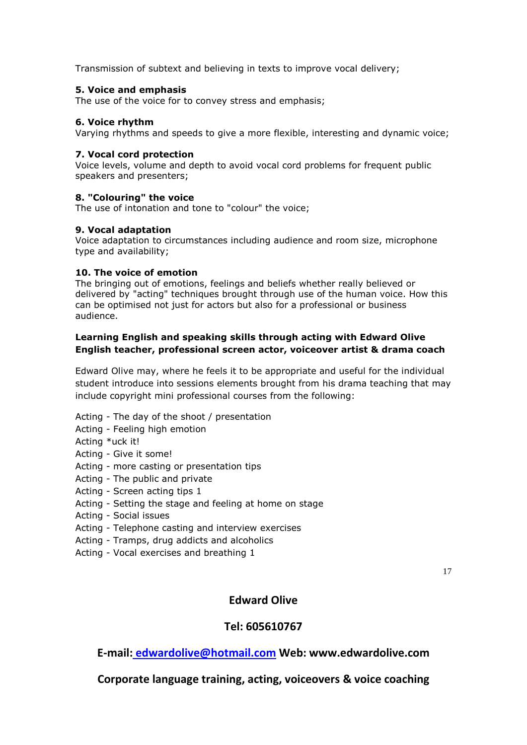Transmission of subtext and believing in texts to improve vocal delivery;

**5. Voice and emphasis**
The use of the voice for to convey stress and emphasis;

**6. Voice rhythm**
Varying rhythms and speeds to give a more flexible, interesting and dynamic voice;

**7. Vocal cord protection**
Voice levels, volume and depth to avoid vocal cord problems for frequent public speakers and presenters;

**8. "Colouring" the voice**
The use of intonation and tone to "colour" the voice;

**9. Vocal adaptation**
Voice adaptation to circumstances including audience and room size, microphone type and availability;

**10. The voice of emotion**
The bringing out of emotions, feelings and beliefs whether really believed or delivered by "acting" techniques brought through use of the human voice. How this can be optimised not just for actors but also for a professional or business audience.

**Learning English and speaking skills through acting with Edward Olive English teacher, professional screen actor, voiceover artist & drama coach**

Edward Olive may, where he feels it to be appropriate and useful for the individual student introduce into sessions elements brought from his drama teaching that may include copyright mini professional courses from the following:

Acting - The day of the shoot / presentation
Acting - Feeling high emotion
Acting *uck it!
Acting - Give it some!
Acting - more casting or presentation tips
Acting - The public and private
Acting - Screen acting tips 1
Acting - Setting the stage and feeling at home on stage
Acting - Social issues
Acting - Telephone casting and interview exercises
Acting - Tramps, drug addicts and alcoholics
Acting - Vocal exercises and breathing 1

**Edward Olive**

**Tel: 605610767**

**E-mail: edwardolive@hotmail.com Web: www.edwardolive.com**

**Corporate language training, acting, voiceovers & voice coaching**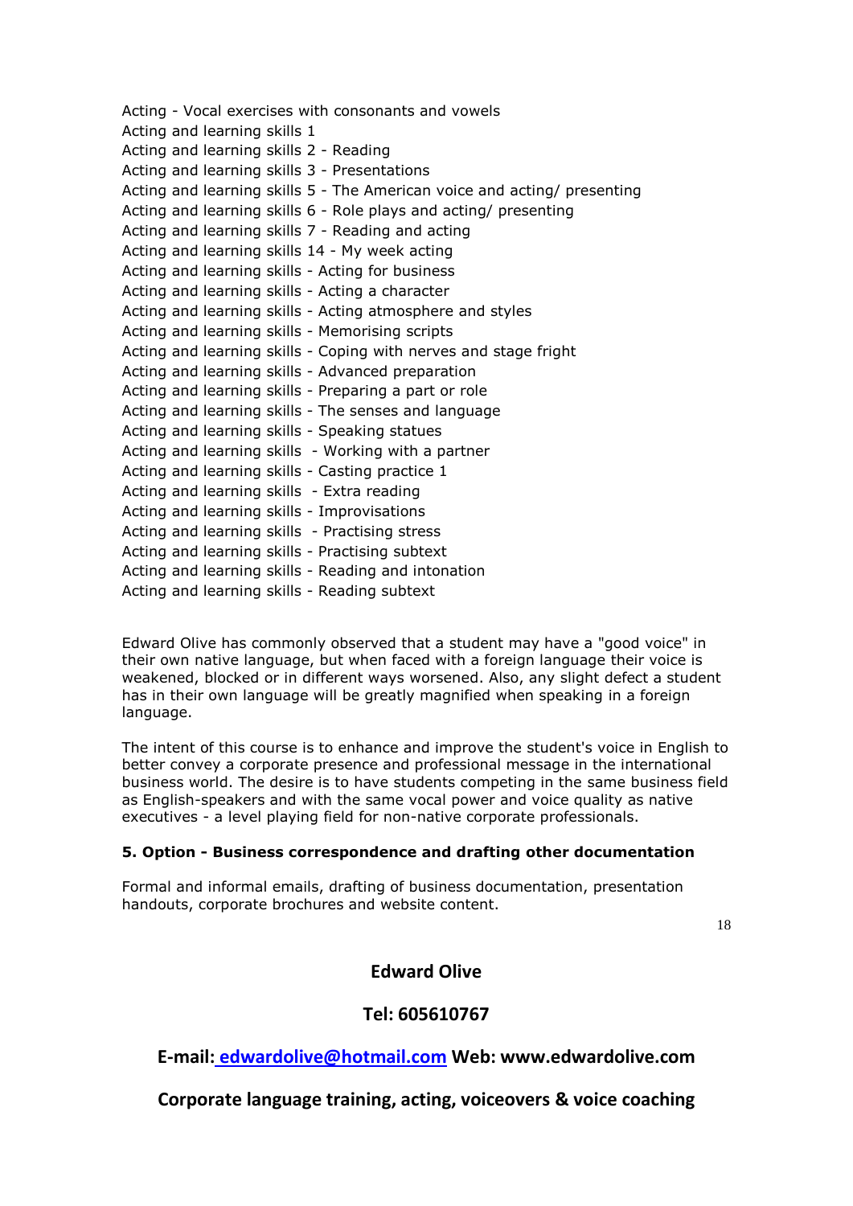Acting - Vocal exercises with consonants and vowels
Acting and learning skills 1
Acting and learning skills 2 - Reading
Acting and learning skills 3 - Presentations
Acting and learning skills 5 - The American voice and acting/ presenting
Acting and learning skills 6 - Role plays and acting/ presenting
Acting and learning skills 7 - Reading and acting
Acting and learning skills 14 - My week acting
Acting and learning skills - Acting for business
Acting and learning skills - Acting a character
Acting and learning skills - Acting atmosphere and styles
Acting and learning skills - Memorising scripts
Acting and learning skills - Coping with nerves and stage fright
Acting and learning skills - Advanced preparation
Acting and learning skills - Preparing a part or role
Acting and learning skills - The senses and language
Acting and learning skills - Speaking statues
Acting and learning skills - Working with a partner
Acting and learning skills - Casting practice 1
Acting and learning skills - Extra reading
Acting and learning skills - Improvisations
Acting and learning skills - Practising stress
Acting and learning skills - Practising subtext
Acting and learning skills - Reading and intonation
Acting and learning skills - Reading subtext

Edward Olive has commonly observed that a student may have a "good voice" in their own native language, but when faced with a foreign language their voice is weakened, blocked or in different ways worsened. Also, any slight defect a student has in their own language will be greatly magnified when speaking in a foreign language.

The intent of this course is to enhance and improve the student's voice in English to better convey a corporate presence and professional message in the international business world. The desire is to have students competing in the same business field as English-speakers and with the same vocal power and voice quality as native executives - a level playing field for non-native corporate professionals.

**5. Option - Business correspondence and drafting other documentation**

Formal and informal emails, drafting of business documentation, presentation handouts, corporate brochures and website content.

**Edward Olive**

**Tel: 605610767**

**E-mail: edwardolive@hotmail.com Web: www.edwardolive.com**

**Corporate language training, acting, voiceovers & voice coaching**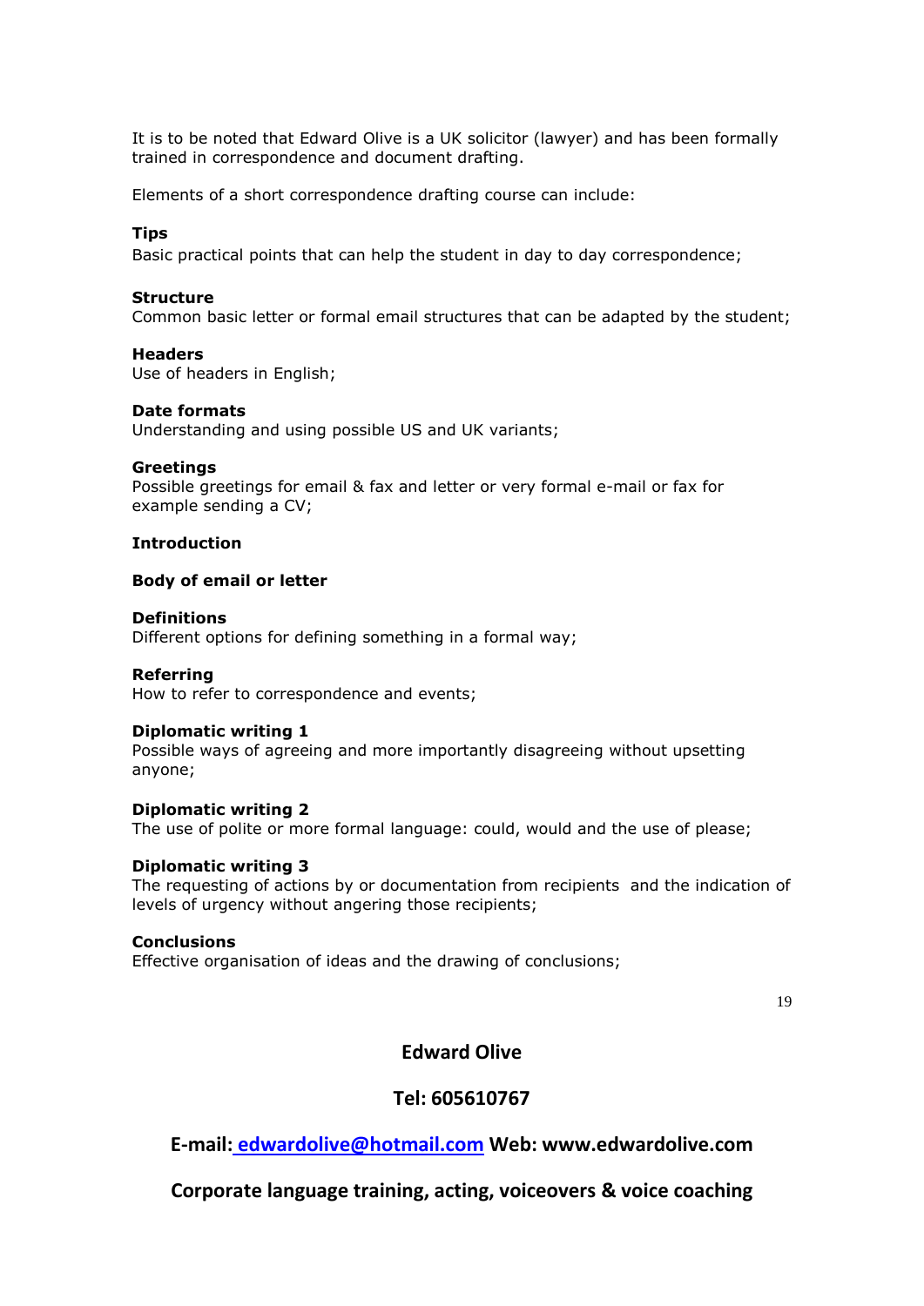It is to be noted that Edward Olive is a UK solicitor (lawyer) and has been formally trained in correspondence and document drafting.

Elements of a short correspondence drafting course can include:

**Tips**
Basic practical points that can help the student in day to day correspondence;

**Structure**
Common basic letter or formal email structures that can be adapted by the student;

**Headers**
Use of headers in English;

**Date formats**
Understanding and using possible US and UK variants;

**Greetings**
Possible greetings for email & fax and letter or very formal e-mail or fax for example sending a CV;

**Introduction**

**Body of email or letter**

**Definitions**
Different options for defining something in a formal way;

**Referring**
How to refer to correspondence and events;

**Diplomatic writing 1**
Possible ways of agreeing and more importantly disagreeing without upsetting anyone;

**Diplomatic writing 2**
The use of polite or more formal language: could, would and the use of please;

**Diplomatic writing 3**
The requesting of actions by or documentation from recipients and the indication of levels of urgency without angering those recipients;

**Conclusions**
Effective organisation of ideas and the drawing of conclusions;

**Edward Olive**

**Tel: 605610767**

**E-mail: edwardolive@hotmail.com Web: www.edwardolive.com**

**Corporate language training, acting, voiceovers & voice coaching**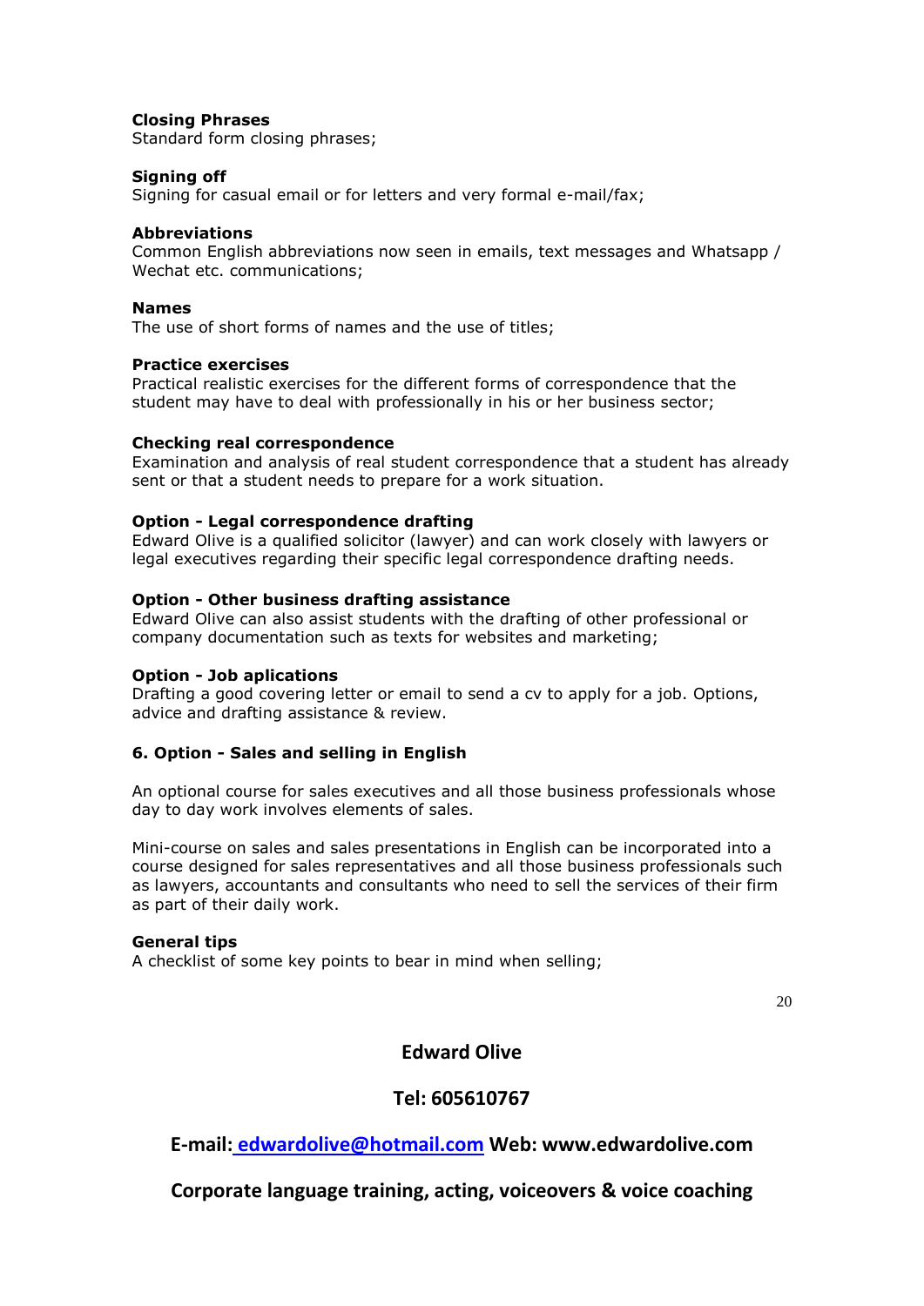**Closing Phrases**
Standard form closing phrases;

**Signing off**
Signing for casual email or for letters and very formal e-mail/fax;

**Abbreviations**
Common English abbreviations now seen in emails, text messages and Whatsapp / Wechat etc. communications;

**Names**
The use of short forms of names and the use of titles;

**Practice exercises**
Practical realistic exercises for the different forms of correspondence that the student may have to deal with professionally in his or her business sector;

**Checking real correspondence**
Examination and analysis of real student correspondence that a student has already sent or that a student needs to prepare for a work situation.

**Option - Legal correspondence drafting**
Edward Olive is a qualified solicitor (lawyer) and can work closely with lawyers or legal executives regarding their specific legal correspondence drafting needs.

**Option - Other business drafting assistance**
Edward Olive can also assist students with the drafting of other professional or company documentation such as texts for websites and marketing;

**Option - Job aplications**
Drafting a good covering letter or email to send a cv to apply for a job. Options, advice and drafting assistance & review.

**6. Option - Sales and selling in English**

An optional course for sales executives and all those business professionals whose day to day work involves elements of sales.

Mini-course on sales and sales presentations in English can be incorporated into a course designed for sales representatives and all those business professionals such as lawyers, accountants and consultants who need to sell the services of their firm as part of their daily work.

**General tips**
A checklist of some key points to bear in mind when selling;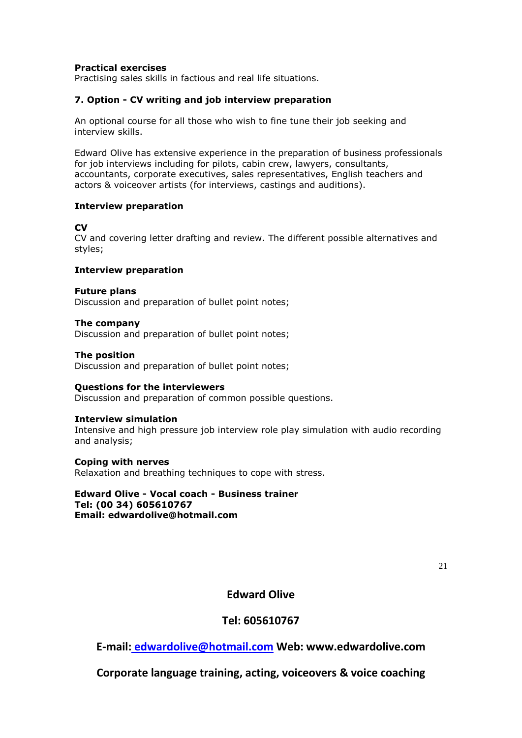**Practical exercises**
Practising sales skills in factious and real life situations.

**7. Option - CV writing and job interview preparation**

An optional course for all those who wish to fine tune their job seeking and interview skills.

Edward Olive has extensive experience in the preparation of business professionals for job interviews including for pilots, cabin crew, lawyers, consultants, accountants, corporate executives, sales representatives, English teachers and actors & voiceover artists (for interviews, castings and auditions).

**Interview preparation**

**CV**
CV and covering letter drafting and review. The different possible alternatives and styles;

**Interview preparation**

**Future plans**
Discussion and preparation of bullet point notes;

**The company**
Discussion and preparation of bullet point notes;

**The position**
Discussion and preparation of bullet point notes;

**Questions for the interviewers**
Discussion and preparation of common possible questions.

**Interview simulation**
Intensive and high pressure job interview role play simulation with audio recording and analysis;

**Coping with nerves**
Relaxation and breathing techniques to cope with stress.

**Edward Olive - Vocal coach - Business trainer**
**Tel: (00 34) 605610767**
**Email: edwardolive@hotmail.com**

**Edward Olive**

**Tel: 605610767**

**E-mail: edwardolive@hotmail.com Web: www.edwardolive.com**

**Corporate language training, acting, voiceovers & voice coaching**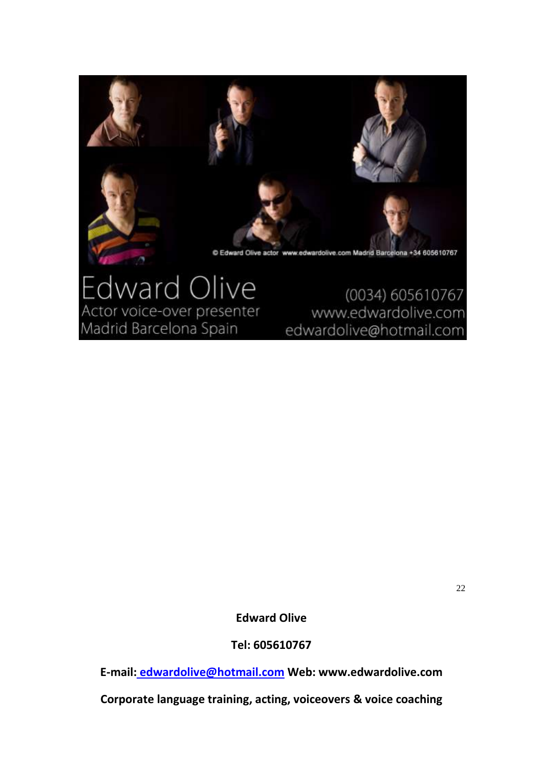Edward Olive
Actor voice-over presenter
Madrid Barcelona Spain

(0034) 605610767
www.edwardolive.com
edwardolive@hotmail.com

© Edward Olive actor www.edwardolive.com Madrid Barcelona +34 605610767

**Edward Olive**

**Tel: 605610767**

**E-mail: edwardolive@hotmail.com Web: www.edwardolive.com**

**Corporate language training, acting, voiceovers & voice coaching**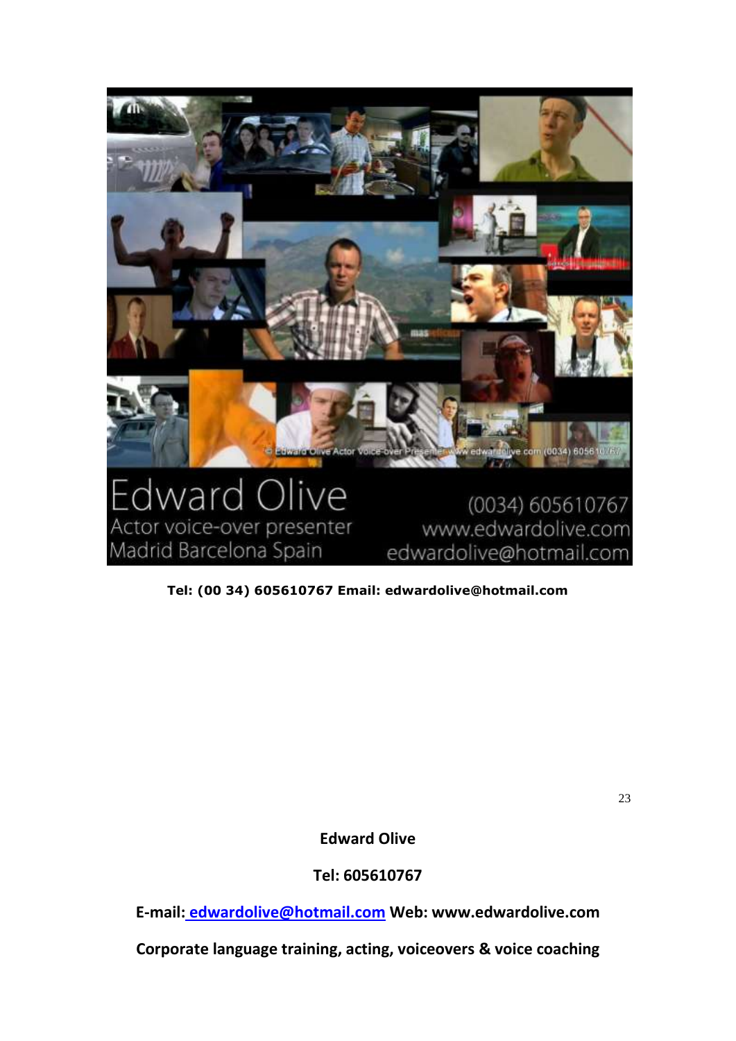Edward Olive

Actor voice-over presenter

Madrid Barcelona Spain

(0034) 605610767

www.edwardolive.com

edwardolive@hotmail.com

**Tel: (00 34) 605610767 Email: edwardolive@hotmail.com**

**Edward Olive**

**Tel: 605610767**

**E-mail: edwardolive@hotmail.com Web: www.edwardolive.com**

**Corporate language training, acting, voiceovers & voice coaching**